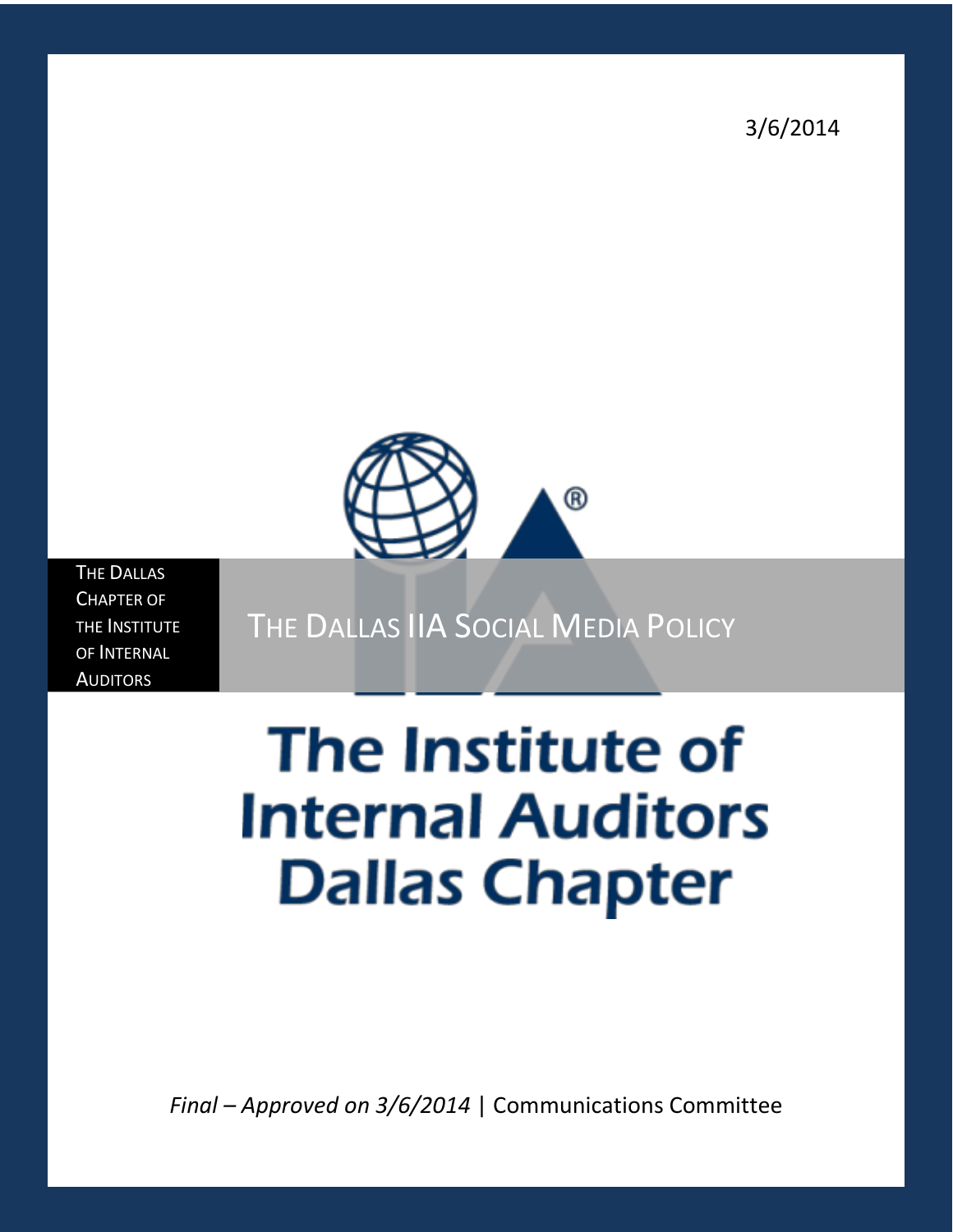3/6/2014

THE DALLAS CHAPTER OF THE INSTITUTE OF INTERNAL AUDITORS

# THE DALLAS IIA SOCIAL MEDIA POLICY

The Institute of Internal Auditors Dallas Chapter

*Final – Approved on 3/6/2014* | Communications Committee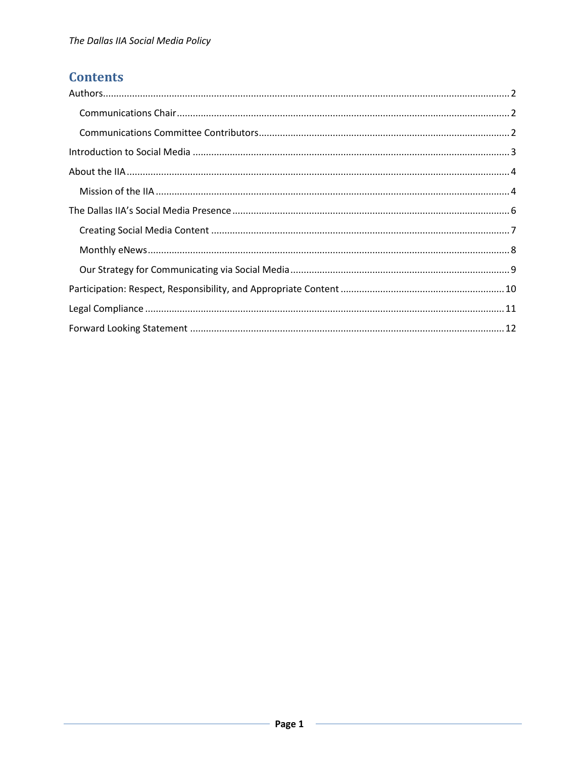# Contents

Authors....................................................................................................................................2

- Communications Chair........................................................................................................2
- Communications Committee Contributors..........................................................................2

Introduction to Social Media.....................................................................................................3

About the IIA...............................................................................................................................4

- Mission of the IIA...................................................................................................................4

The Dallas IIA's Social Media Presence.......................................................................................6

- Creating Social Media Content..............................................................................................7
- Monthly eNews......................................................................................................................8
- Our Strategy for Communicating via Social Media..................................................................9

Participation: Respect, Responsibility, and Appropriate Content.............................................10

Legal Compliance......................................................................................................................11

Forward Looking Statement......................................................................................................12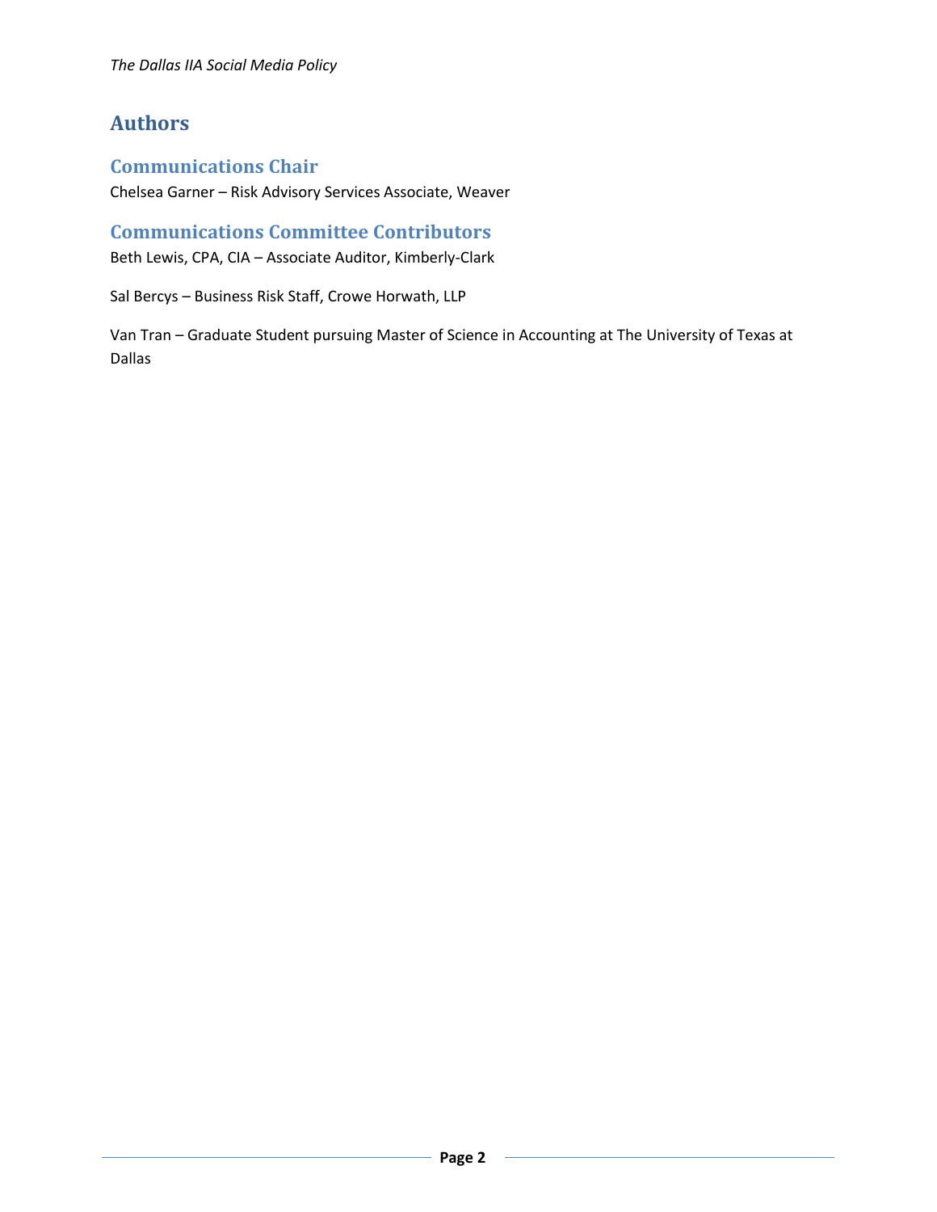# Authors

## Communications Chair

Chelsea Garner – Risk Advisory Services Associate, Weaver

## Communications Committee Contributors

Beth Lewis, CPA, CIA – Associate Auditor, Kimberly-Clark

Sal Bercys – Business Risk Staff, Crowe Horwath, LLP

Van Tran – Graduate Student pursuing Master of Science in Accounting at The University of Texas at Dallas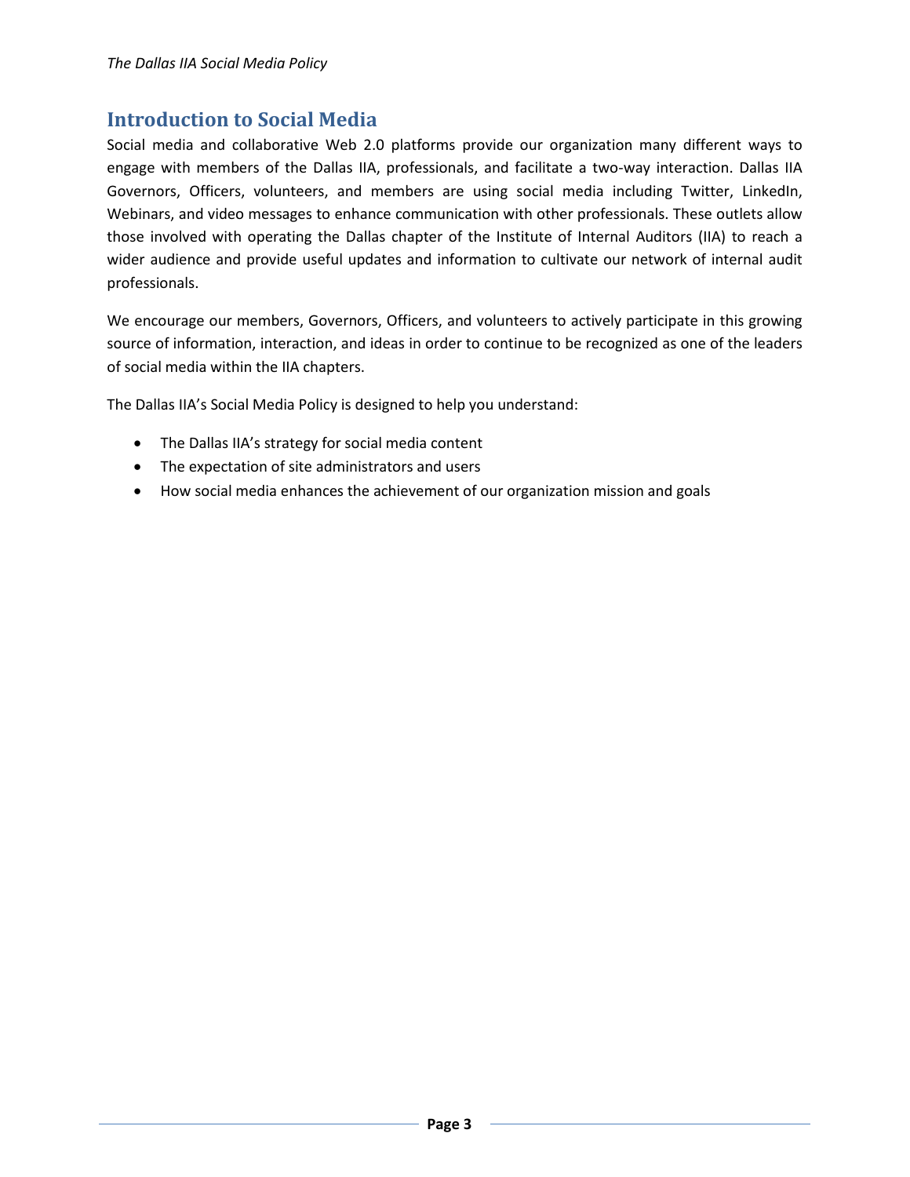## Introduction to Social Media

Social media and collaborative Web 2.0 platforms provide our organization many different ways to engage with members of the Dallas IIA, professionals, and facilitate a two-way interaction. Dallas IIA Governors, Officers, volunteers, and members are using social media including Twitter, LinkedIn, Webinars, and video messages to enhance communication with other professionals. These outlets allow those involved with operating the Dallas chapter of the Institute of Internal Auditors (IIA) to reach a wider audience and provide useful updates and information to cultivate our network of internal audit professionals.

We encourage our members, Governors, Officers, and volunteers to actively participate in this growing source of information, interaction, and ideas in order to continue to be recognized as one of the leaders of social media within the IIA chapters.

The Dallas IIA's Social Media Policy is designed to help you understand:

- The Dallas IIA's strategy for social media content
- The expectation of site administrators and users
- How social media enhances the achievement of our organization mission and goals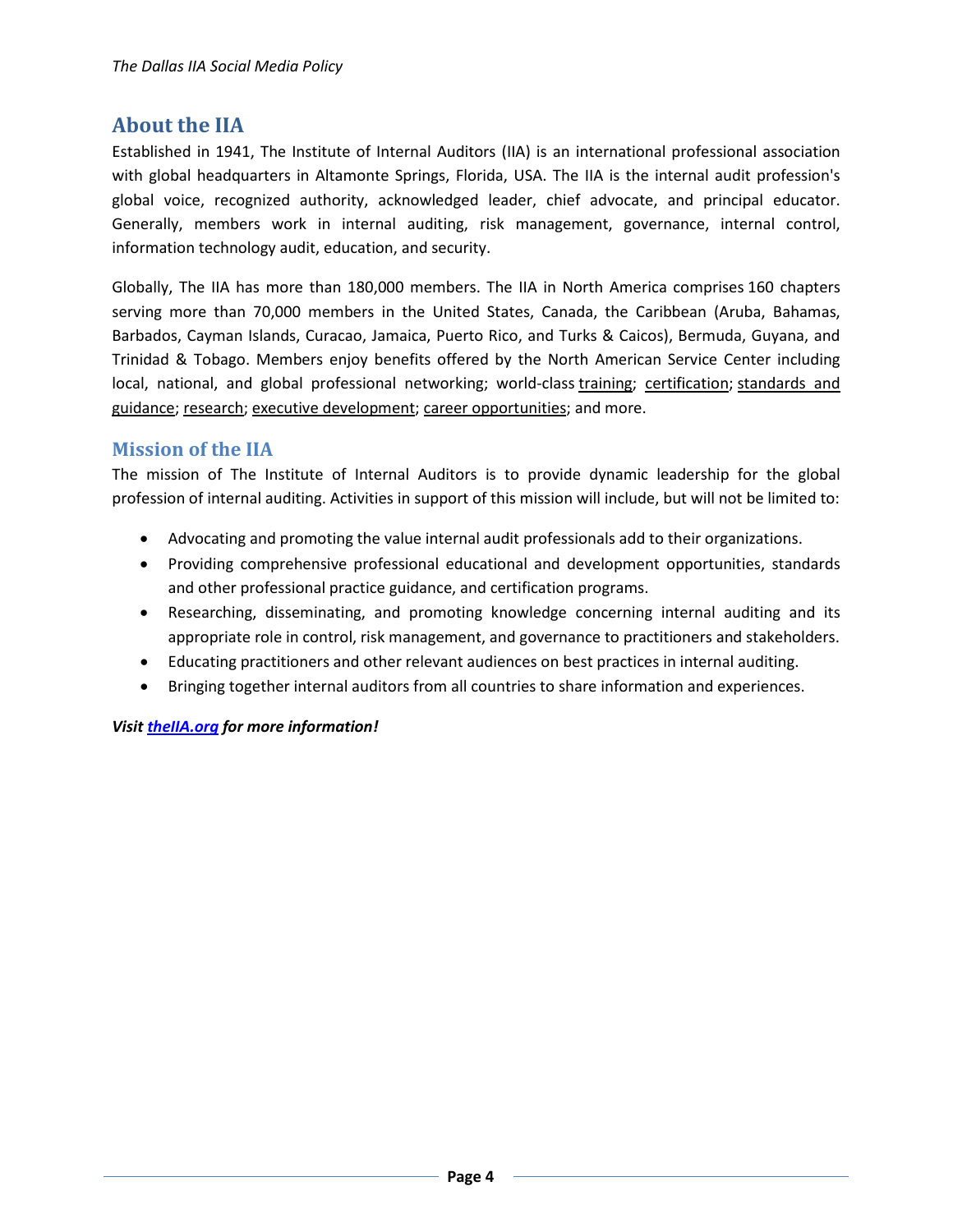## About the IIA

Established in 1941, The Institute of Internal Auditors (IIA) is an international professional association with global headquarters in Altamonte Springs, Florida, USA. The IIA is the internal audit profession's global voice, recognized authority, acknowledged leader, chief advocate, and principal educator. Generally, members work in internal auditing, risk management, governance, internal control, information technology audit, education, and security.

Globally, The IIA has more than 180,000 members. The IIA in North America comprises 160 chapters serving more than 70,000 members in the United States, Canada, the Caribbean (Aruba, Bahamas, Barbados, Cayman Islands, Curacao, Jamaica, Puerto Rico, and Turks & Caicos), Bermuda, Guyana, and Trinidad & Tobago. Members enjoy benefits offered by the North American Service Center including local, national, and global professional networking; world-class training; certification; standards and guidance; research; executive development; career opportunities; and more.

### Mission of the IIA

The mission of The Institute of Internal Auditors is to provide dynamic leadership for the global profession of internal auditing. Activities in support of this mission will include, but will not be limited to:

- Advocating and promoting the value internal audit professionals add to their organizations.
- Providing comprehensive professional educational and development opportunities, standards and other professional practice guidance, and certification programs.
- Researching, disseminating, and promoting knowledge concerning internal auditing and its appropriate role in control, risk management, and governance to practitioners and stakeholders.
- Educating practitioners and other relevant audiences on best practices in internal auditing.
- Bringing together internal auditors from all countries to share information and experiences.

***Visit theIIA.org for more information!***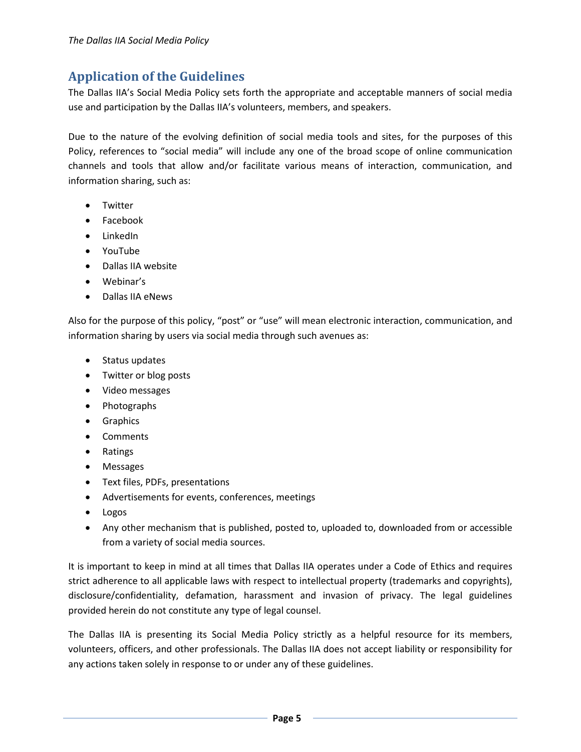## Application of the Guidelines

The Dallas IIA's Social Media Policy sets forth the appropriate and acceptable manners of social media use and participation by the Dallas IIA's volunteers, members, and speakers.

Due to the nature of the evolving definition of social media tools and sites, for the purposes of this Policy, references to "social media" will include any one of the broad scope of online communication channels and tools that allow and/or facilitate various means of interaction, communication, and information sharing, such as:

- Twitter
- Facebook
- LinkedIn
- YouTube
- Dallas IIA website
- Webinar's
- Dallas IIA eNews

Also for the purpose of this policy, "post" or "use" will mean electronic interaction, communication, and information sharing by users via social media through such avenues as:

- Status updates
- Twitter or blog posts
- Video messages
- Photographs
- Graphics
- Comments
- Ratings
- Messages
- Text files, PDFs, presentations
- Advertisements for events, conferences, meetings
- Logos
- Any other mechanism that is published, posted to, uploaded to, downloaded from or accessible from a variety of social media sources.

It is important to keep in mind at all times that Dallas IIA operates under a Code of Ethics and requires strict adherence to all applicable laws with respect to intellectual property (trademarks and copyrights), disclosure/confidentiality, defamation, harassment and invasion of privacy. The legal guidelines provided herein do not constitute any type of legal counsel.

The Dallas IIA is presenting its Social Media Policy strictly as a helpful resource for its members, volunteers, officers, and other professionals. The Dallas IIA does not accept liability or responsibility for any actions taken solely in response to or under any of these guidelines.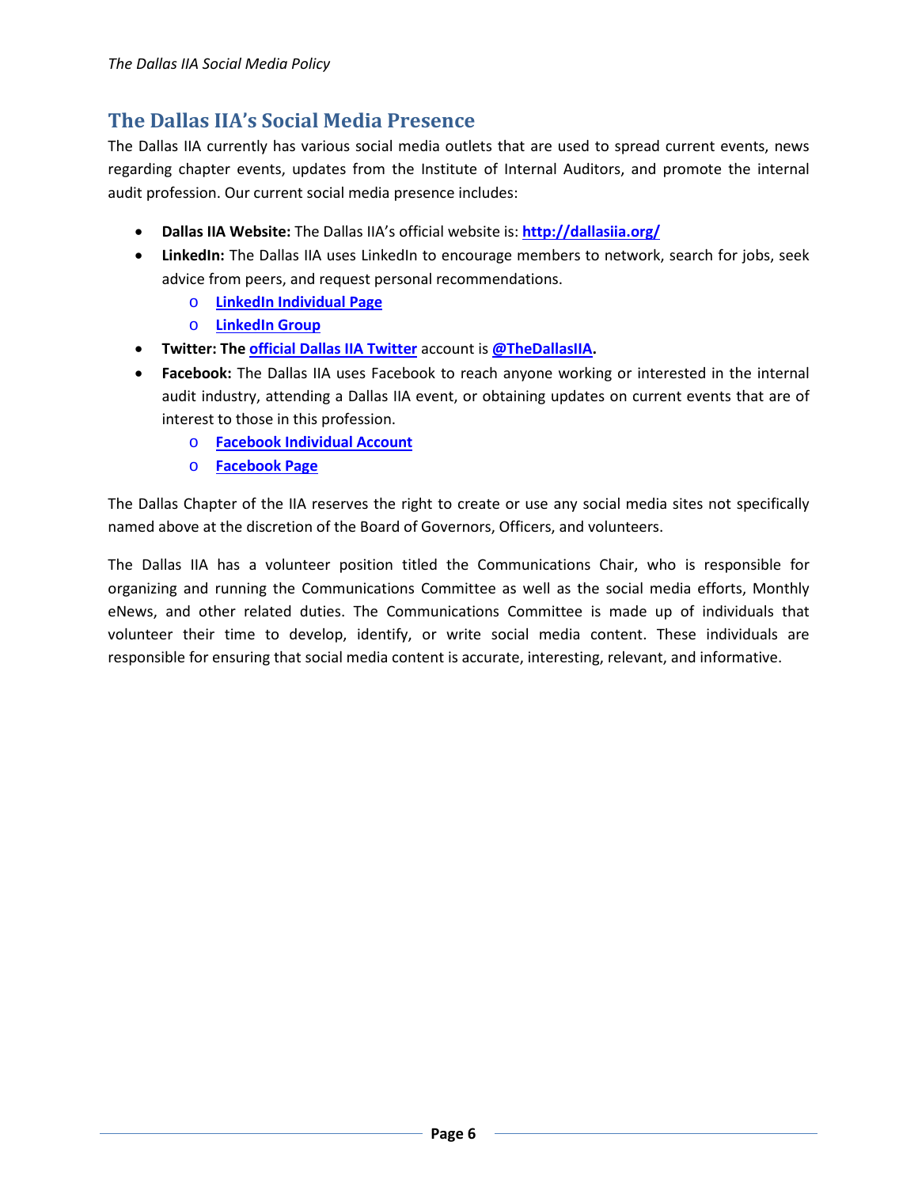## The Dallas IIA's Social Media Presence

The Dallas IIA currently has various social media outlets that are used to spread current events, news regarding chapter events, updates from the Institute of Internal Auditors, and promote the internal audit profession. Our current social media presence includes:

- **Dallas IIA Website:** The Dallas IIA's official website is: **http://dallasiia.org/**
- **LinkedIn:** The Dallas IIA uses LinkedIn to encourage members to network, search for jobs, seek advice from peers, and request personal recommendations.
  - **LinkedIn Individual Page**
  - **LinkedIn Group**
- **Twitter: The official Dallas IIA Twitter account is @TheDallasIIA.**
- **Facebook:** The Dallas IIA uses Facebook to reach anyone working or interested in the internal audit industry, attending a Dallas IIA event, or obtaining updates on current events that are of interest to those in this profession.
  - **Facebook Individual Account**
  - **Facebook Page**

The Dallas Chapter of the IIA reserves the right to create or use any social media sites not specifically named above at the discretion of the Board of Governors, Officers, and volunteers.

The Dallas IIA has a volunteer position titled the Communications Chair, who is responsible for organizing and running the Communications Committee as well as the social media efforts, Monthly eNews, and other related duties. The Communications Committee is made up of individuals that volunteer their time to develop, identify, or write social media content. These individuals are responsible for ensuring that social media content is accurate, interesting, relevant, and informative.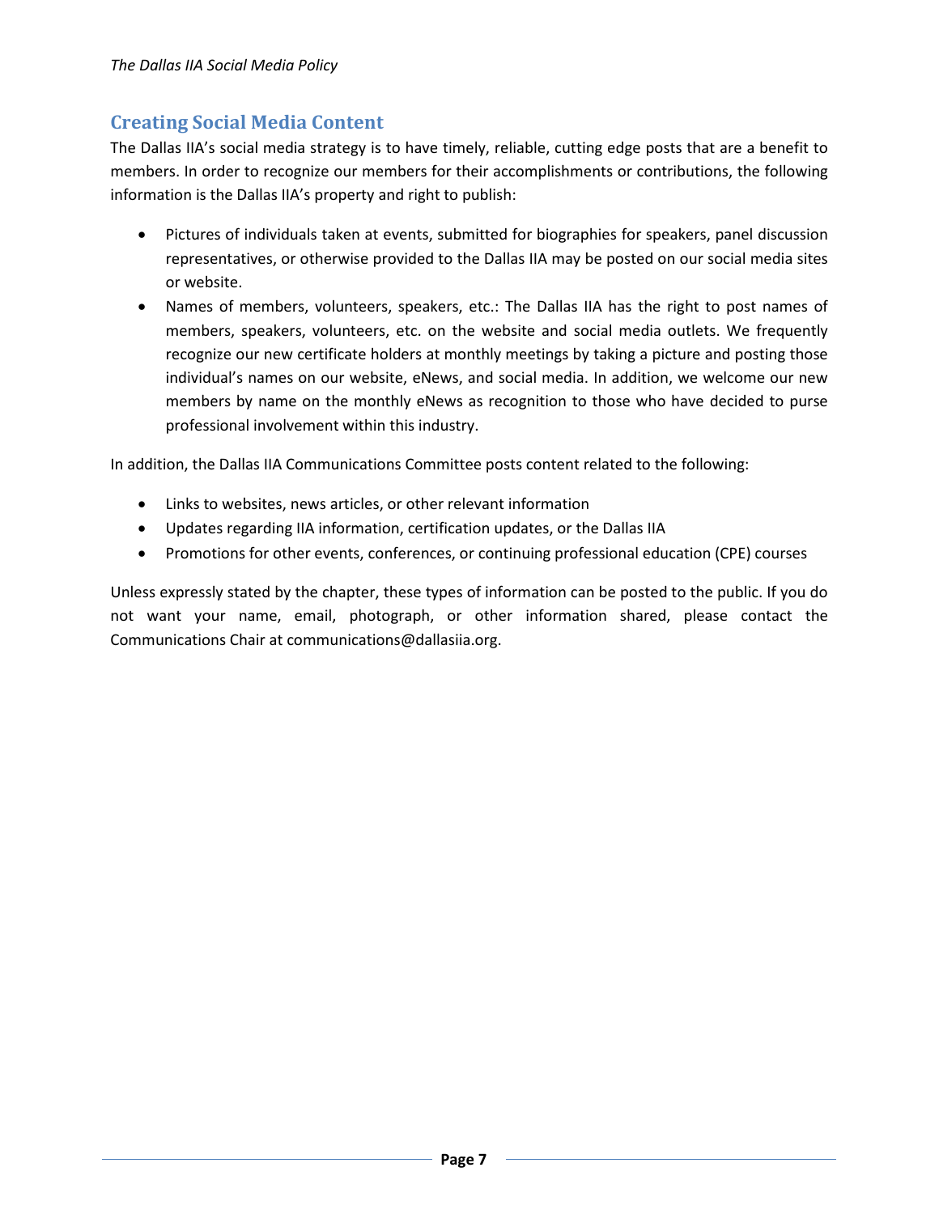## Creating Social Media Content

The Dallas IIA's social media strategy is to have timely, reliable, cutting edge posts that are a benefit to members. In order to recognize our members for their accomplishments or contributions, the following information is the Dallas IIA's property and right to publish:

- Pictures of individuals taken at events, submitted for biographies for speakers, panel discussion representatives, or otherwise provided to the Dallas IIA may be posted on our social media sites or website.
- Names of members, volunteers, speakers, etc.: The Dallas IIA has the right to post names of members, speakers, volunteers, etc. on the website and social media outlets. We frequently recognize our new certificate holders at monthly meetings by taking a picture and posting those individual's names on our website, eNews, and social media. In addition, we welcome our new members by name on the monthly eNews as recognition to those who have decided to purse professional involvement within this industry.

In addition, the Dallas IIA Communications Committee posts content related to the following:

- Links to websites, news articles, or other relevant information
- Updates regarding IIA information, certification updates, or the Dallas IIA
- Promotions for other events, conferences, or continuing professional education (CPE) courses

Unless expressly stated by the chapter, these types of information can be posted to the public. If you do not want your name, email, photograph, or other information shared, please contact the Communications Chair at communications@dallasiia.org.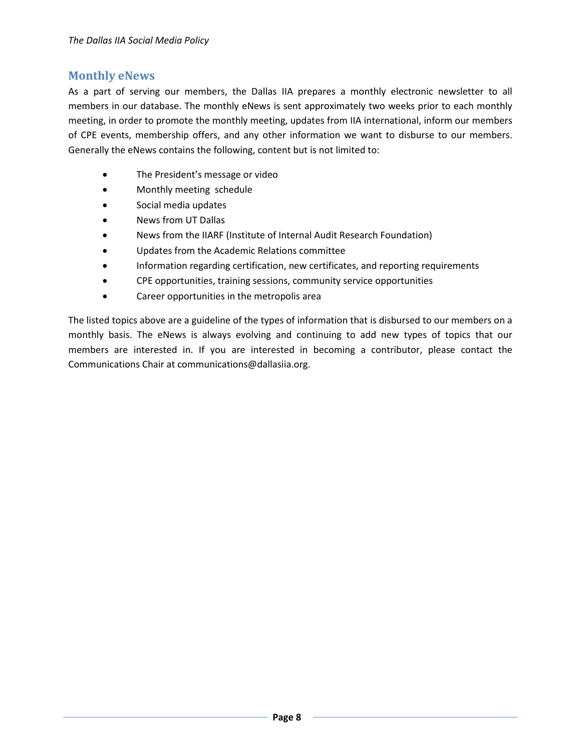## Monthly eNews

As a part of serving our members, the Dallas IIA prepares a monthly electronic newsletter to all members in our database. The monthly eNews is sent approximately two weeks prior to each monthly meeting, in order to promote the monthly meeting, updates from IIA international, inform our members of CPE events, membership offers, and any other information we want to disburse to our members. Generally the eNews contains the following, content but is not limited to:

- The President's message or video
- Monthly meeting schedule
- Social media updates
- News from UT Dallas
- News from the IIARF (Institute of Internal Audit Research Foundation)
- Updates from the Academic Relations committee
- Information regarding certification, new certificates, and reporting requirements
- CPE opportunities, training sessions, community service opportunities
- Career opportunities in the metropolis area

The listed topics above are a guideline of the types of information that is disbursed to our members on a monthly basis. The eNews is always evolving and continuing to add new types of topics that our members are interested in. If you are interested in becoming a contributor, please contact the Communications Chair at communications@dallasiia.org.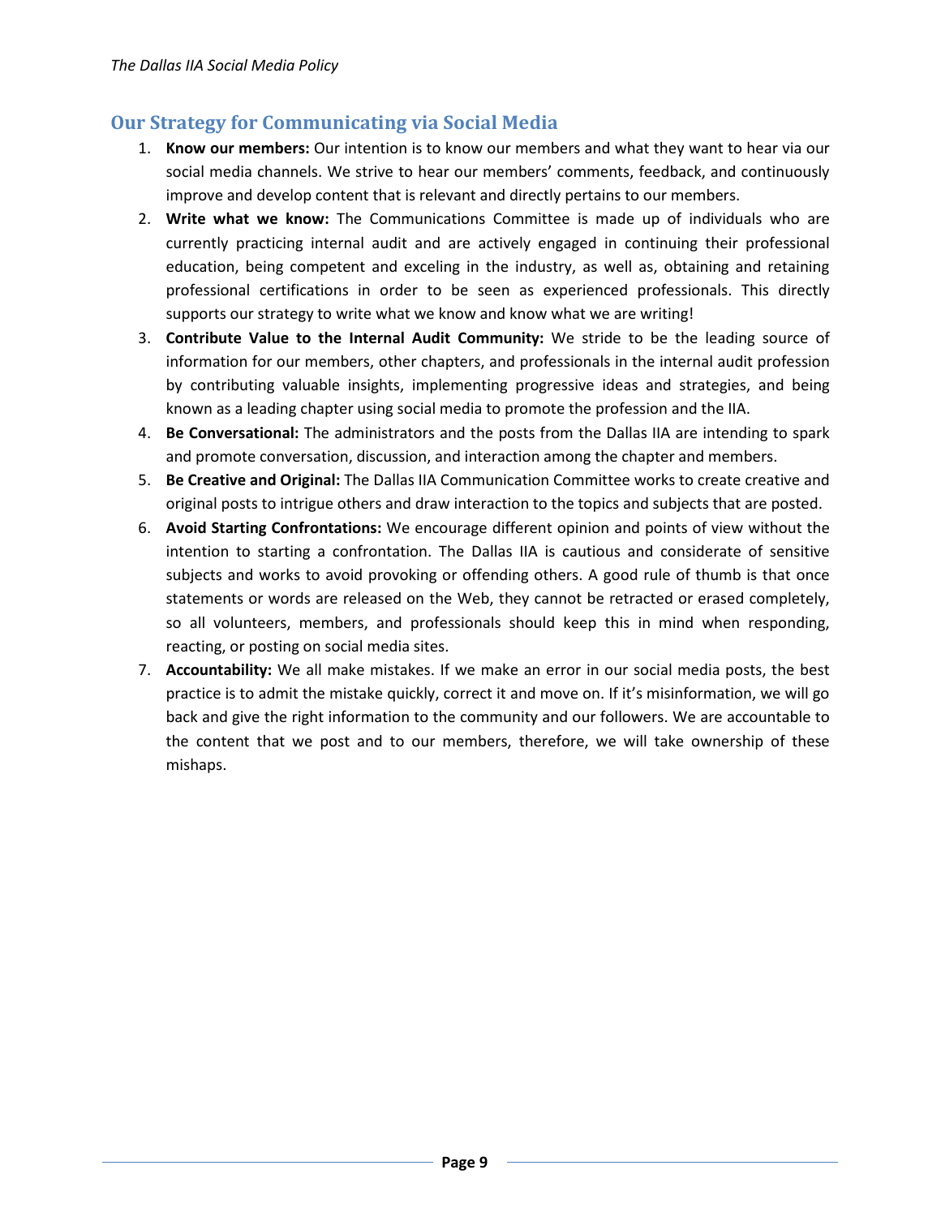## Our Strategy for Communicating via Social Media

1. **Know our members:** Our intention is to know our members and what they want to hear via our social media channels. We strive to hear our members' comments, feedback, and continuously improve and develop content that is relevant and directly pertains to our members.
2. **Write what we know:** The Communications Committee is made up of individuals who are currently practicing internal audit and are actively engaged in continuing their professional education, being competent and exceling in the industry, as well as, obtaining and retaining professional certifications in order to be seen as experienced professionals. This directly supports our strategy to write what we know and know what we are writing!
3. **Contribute Value to the Internal Audit Community:** We stride to be the leading source of information for our members, other chapters, and professionals in the internal audit profession by contributing valuable insights, implementing progressive ideas and strategies, and being known as a leading chapter using social media to promote the profession and the IIA.
4. **Be Conversational:** The administrators and the posts from the Dallas IIA are intending to spark and promote conversation, discussion, and interaction among the chapter and members.
5. **Be Creative and Original:** The Dallas IIA Communication Committee works to create creative and original posts to intrigue others and draw interaction to the topics and subjects that are posted.
6. **Avoid Starting Confrontations:** We encourage different opinion and points of view without the intention to starting a confrontation. The Dallas IIA is cautious and considerate of sensitive subjects and works to avoid provoking or offending others. A good rule of thumb is that once statements or words are released on the Web, they cannot be retracted or erased completely, so all volunteers, members, and professionals should keep this in mind when responding, reacting, or posting on social media sites.
7. **Accountability:** We all make mistakes. If we make an error in our social media posts, the best practice is to admit the mistake quickly, correct it and move on. If it's misinformation, we will go back and give the right information to the community and our followers. We are accountable to the content that we post and to our members, therefore, we will take ownership of these mishaps.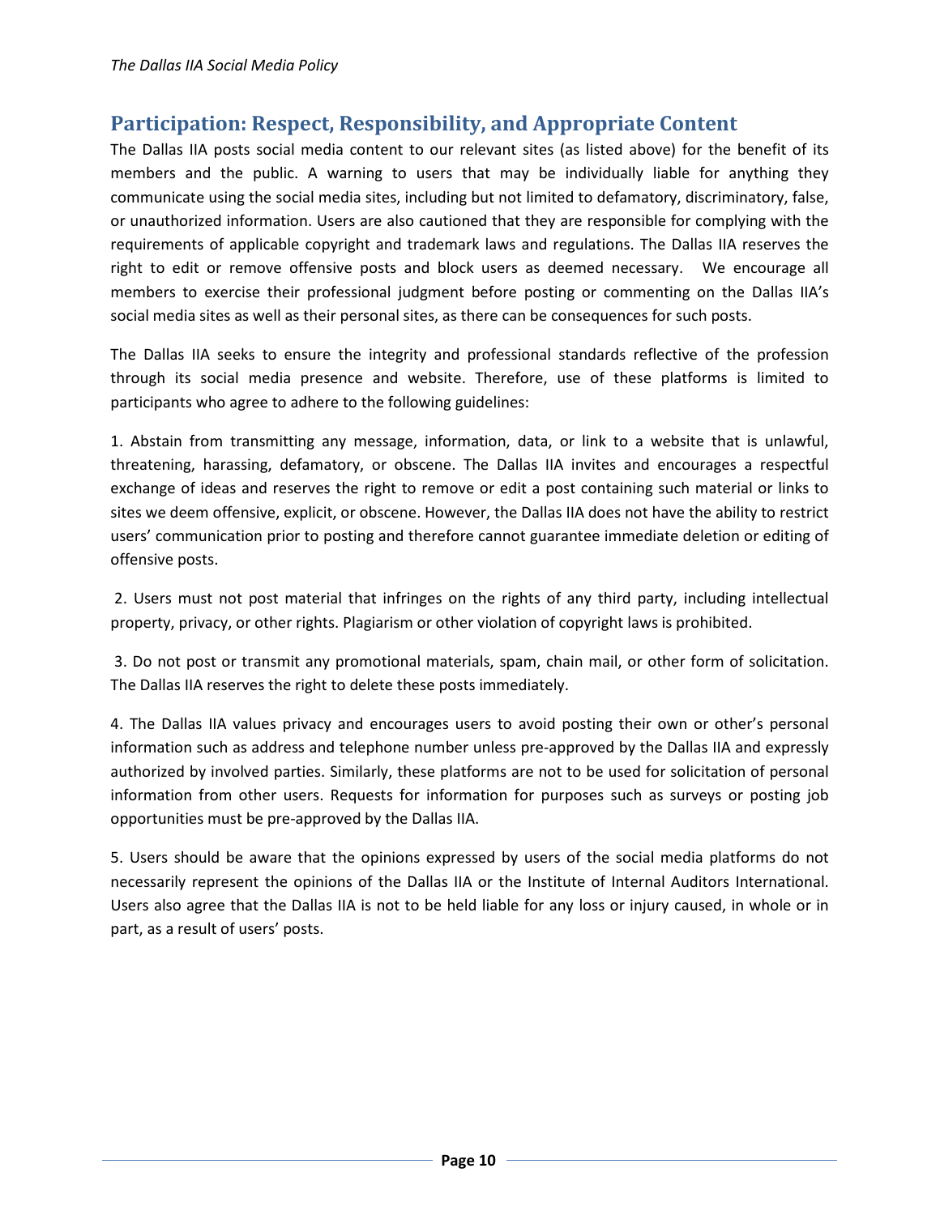## Participation: Respect, Responsibility, and Appropriate Content

The Dallas IIA posts social media content to our relevant sites (as listed above) for the benefit of its members and the public. A warning to users that may be individually liable for anything they communicate using the social media sites, including but not limited to defamatory, discriminatory, false, or unauthorized information. Users are also cautioned that they are responsible for complying with the requirements of applicable copyright and trademark laws and regulations. The Dallas IIA reserves the right to edit or remove offensive posts and block users as deemed necessary. We encourage all members to exercise their professional judgment before posting or commenting on the Dallas IIA's social media sites as well as their personal sites, as there can be consequences for such posts.

The Dallas IIA seeks to ensure the integrity and professional standards reflective of the profession through its social media presence and website. Therefore, use of these platforms is limited to participants who agree to adhere to the following guidelines:

1. Abstain from transmitting any message, information, data, or link to a website that is unlawful, threatening, harassing, defamatory, or obscene. The Dallas IIA invites and encourages a respectful exchange of ideas and reserves the right to remove or edit a post containing such material or links to sites we deem offensive, explicit, or obscene. However, the Dallas IIA does not have the ability to restrict users' communication prior to posting and therefore cannot guarantee immediate deletion or editing of offensive posts.

2. Users must not post material that infringes on the rights of any third party, including intellectual property, privacy, or other rights. Plagiarism or other violation of copyright laws is prohibited.

3. Do not post or transmit any promotional materials, spam, chain mail, or other form of solicitation. The Dallas IIA reserves the right to delete these posts immediately.

4. The Dallas IIA values privacy and encourages users to avoid posting their own or other's personal information such as address and telephone number unless pre-approved by the Dallas IIA and expressly authorized by involved parties. Similarly, these platforms are not to be used for solicitation of personal information from other users. Requests for information for purposes such as surveys or posting job opportunities must be pre-approved by the Dallas IIA.

5. Users should be aware that the opinions expressed by users of the social media platforms do not necessarily represent the opinions of the Dallas IIA or the Institute of Internal Auditors International. Users also agree that the Dallas IIA is not to be held liable for any loss or injury caused, in whole or in part, as a result of users' posts.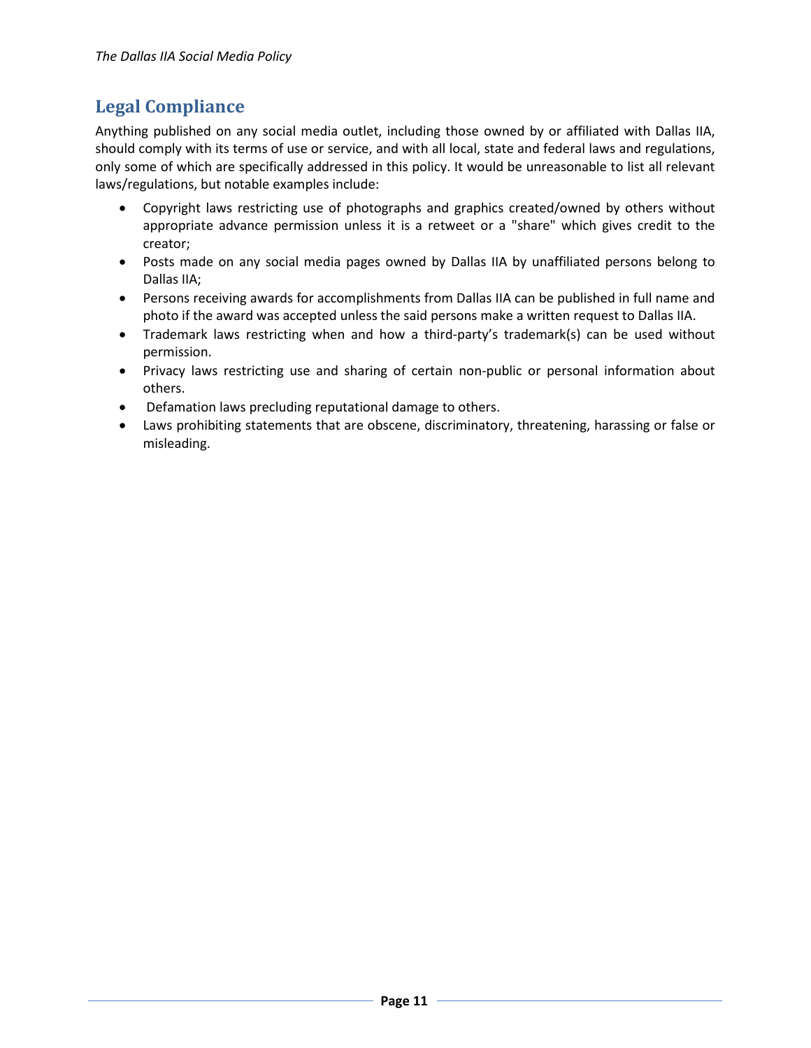## Legal Compliance

Anything published on any social media outlet, including those owned by or affiliated with Dallas IIA, should comply with its terms of use or service, and with all local, state and federal laws and regulations, only some of which are specifically addressed in this policy. It would be unreasonable to list all relevant laws/regulations, but notable examples include:

- Copyright laws restricting use of photographs and graphics created/owned by others without appropriate advance permission unless it is a retweet or a "share" which gives credit to the creator;
- Posts made on any social media pages owned by Dallas IIA by unaffiliated persons belong to Dallas IIA;
- Persons receiving awards for accomplishments from Dallas IIA can be published in full name and photo if the award was accepted unless the said persons make a written request to Dallas IIA.
- Trademark laws restricting when and how a third-party's trademark(s) can be used without permission.
- Privacy laws restricting use and sharing of certain non-public or personal information about others.
- Defamation laws precluding reputational damage to others.
- Laws prohibiting statements that are obscene, discriminatory, threatening, harassing or false or misleading.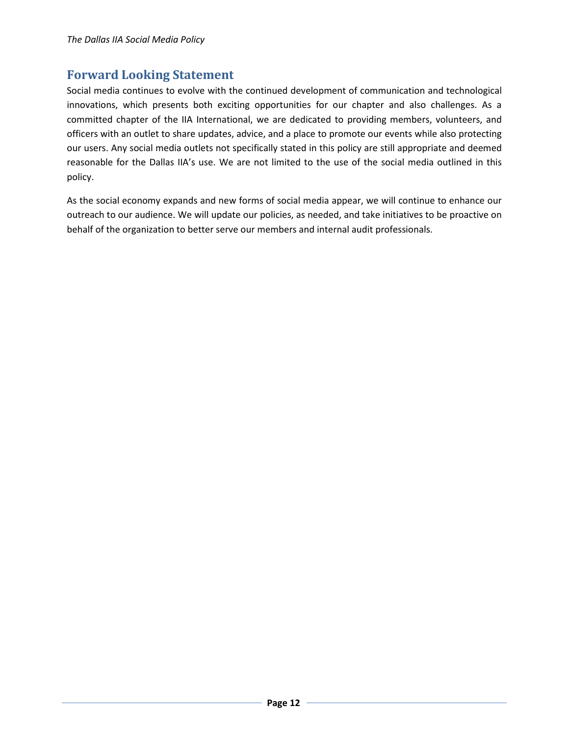## Forward Looking Statement

Social media continues to evolve with the continued development of communication and technological innovations, which presents both exciting opportunities for our chapter and also challenges. As a committed chapter of the IIA International, we are dedicated to providing members, volunteers, and officers with an outlet to share updates, advice, and a place to promote our events while also protecting our users. Any social media outlets not specifically stated in this policy are still appropriate and deemed reasonable for the Dallas IIA's use. We are not limited to the use of the social media outlined in this policy.

As the social economy expands and new forms of social media appear, we will continue to enhance our outreach to our audience. We will update our policies, as needed, and take initiatives to be proactive on behalf of the organization to better serve our members and internal audit professionals.